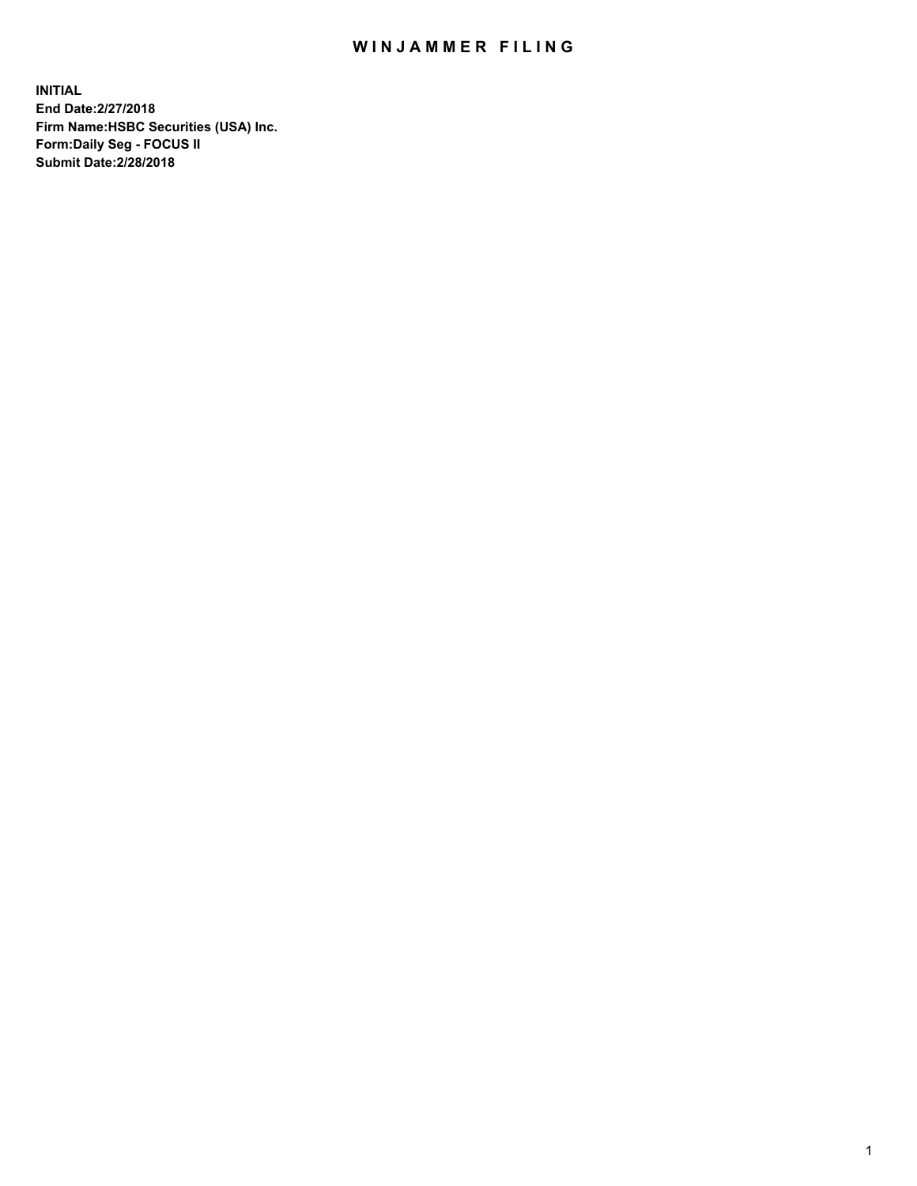# WINJAMMER FILING

**INITIAL**
**End Date:2/27/2018**
**Firm Name:HSBC Securities (USA) Inc.**
**Form:Daily Seg - FOCUS II**
**Submit Date:2/28/2018**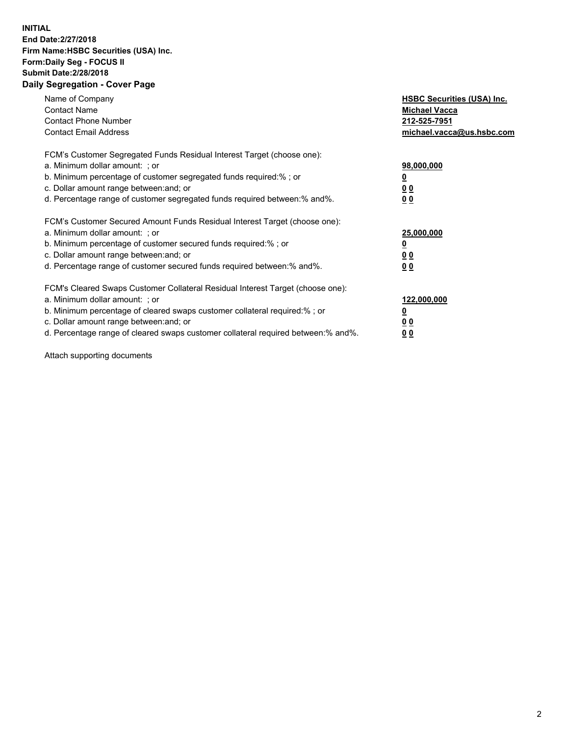**INITIAL**
**End Date:2/27/2018**
**Firm Name:HSBC Securities (USA) Inc.**
**Form:Daily Seg - FOCUS II**
**Submit Date:2/28/2018**

## Daily Segregation - Cover Page

| | |
|---|---|
| Name of Company | **HSBC Securities (USA) Inc.** |
| Contact Name | **Michael Vacca** |
| Contact Phone Number | **212-525-7951** |
| Contact Email Address | **michael.vacca@us.hsbc.com** |

| | |
|---|---|
| FCM's Customer Segregated Funds Residual Interest Target (choose one): | |
| a. Minimum dollar amount: ; or | **98,000,000** |
| b. Minimum percentage of customer segregated funds required:% ; or | **0** |
| c. Dollar amount range between:and; or | **0 0** |
| d. Percentage range of customer segregated funds required between:% and%. | **0 0** |

| | |
|---|---|
| FCM's Customer Secured Amount Funds Residual Interest Target (choose one): | |
| a. Minimum dollar amount: ; or | **25,000,000** |
| b. Minimum percentage of customer secured funds required:% ; or | **0** |
| c. Dollar amount range between:and; or | **0 0** |
| d. Percentage range of customer secured funds required between:% and%. | **0 0** |

| | |
|---|---|
| FCM's Cleared Swaps Customer Collateral Residual Interest Target (choose one): | |
| a. Minimum dollar amount: ; or | **122,000,000** |
| b. Minimum percentage of cleared swaps customer collateral required:% ; or | **0** |
| c. Dollar amount range between:and; or | **0 0** |
| d. Percentage range of cleared swaps customer collateral required between:% and%. | **0 0** |

Attach supporting documents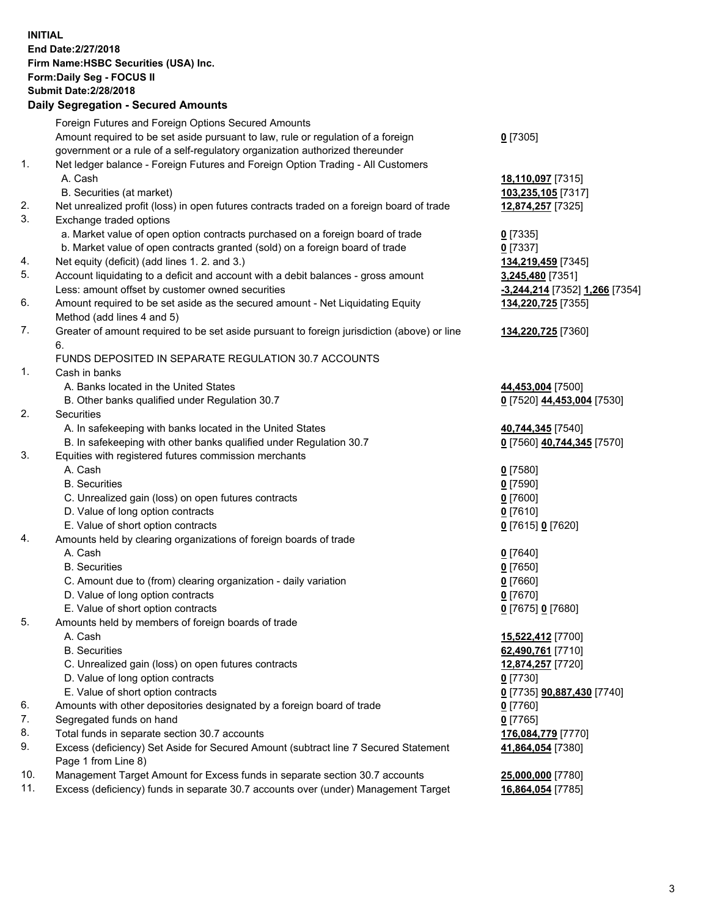**INITIAL**
**End Date:2/27/2018**
**Firm Name:HSBC Securities (USA) Inc.**
**Form:Daily Seg - FOCUS II**
**Submit Date:2/28/2018**
**Daily Segregation - Secured Amounts**

| | | |
|---|---|---|
| | Foreign Futures and Foreign Options Secured Amounts | |
| | Amount required to be set aside pursuant to law, rule or regulation of a foreign government or a rule of a self-regulatory organization authorized thereunder | **0** [7305] |
| 1. | Net ledger balance - Foreign Futures and Foreign Option Trading - All Customers | |
| | A. Cash | **18,110,097** [7315] |
| | B. Securities (at market) | **103,235,105** [7317] |
| 2. | Net unrealized profit (loss) in open futures contracts traded on a foreign board of trade | **12,874,257** [7325] |
| 3. | Exchange traded options | |
| | a. Market value of open option contracts purchased on a foreign board of trade | **0** [7335] |
| | b. Market value of open contracts granted (sold) on a foreign board of trade | **0** [7337] |
| 4. | Net equity (deficit) (add lines 1. 2. and 3.) | **134,219,459** [7345] |
| 5. | Account liquidating to a deficit and account with a debit balances - gross amount | **3,245,480** [7351] |
| | Less: amount offset by customer owned securities | **-3,244,214** [7352] **1,266** [7354] |
| 6. | Amount required to be set aside as the secured amount - Net Liquidating Equity Method (add lines 4 and 5) | **134,220,725** [7355] |
| 7. | Greater of amount required to be set aside pursuant to foreign jurisdiction (above) or line 6. | **134,220,725** [7360] |
| | FUNDS DEPOSITED IN SEPARATE REGULATION 30.7 ACCOUNTS | |
| 1. | Cash in banks | |
| | A. Banks located in the United States | **44,453,004** [7500] |
| | B. Other banks qualified under Regulation 30.7 | **0** [7520] **44,453,004** [7530] |
| 2. | Securities | |
| | A. In safekeeping with banks located in the United States | **40,744,345** [7540] |
| | B. In safekeeping with other banks qualified under Regulation 30.7 | **0** [7560] **40,744,345** [7570] |
| 3. | Equities with registered futures commission merchants | |
| | A. Cash | **0** [7580] |
| | B. Securities | **0** [7590] |
| | C. Unrealized gain (loss) on open futures contracts | **0** [7600] |
| | D. Value of long option contracts | **0** [7610] |
| | E. Value of short option contracts | **0** [7615] **0** [7620] |
| 4. | Amounts held by clearing organizations of foreign boards of trade | |
| | A. Cash | **0** [7640] |
| | B. Securities | **0** [7650] |
| | C. Amount due to (from) clearing organization - daily variation | **0** [7660] |
| | D. Value of long option contracts | **0** [7670] |
| | E. Value of short option contracts | **0** [7675] **0** [7680] |
| 5. | Amounts held by members of foreign boards of trade | |
| | A. Cash | **15,522,412** [7700] |
| | B. Securities | **62,490,761** [7710] |
| | C. Unrealized gain (loss) on open futures contracts | **12,874,257** [7720] |
| | D. Value of long option contracts | **0** [7730] |
| | E. Value of short option contracts | **0** [7735] **90,887,430** [7740] |
| 6. | Amounts with other depositories designated by a foreign board of trade | **0** [7760] |
| 7. | Segregated funds on hand | **0** [7765] |
| 8. | Total funds in separate section 30.7 accounts | **176,084,779** [7770] |
| 9. | Excess (deficiency) Set Aside for Secured Amount (subtract line 7 Secured Statement Page 1 from Line 8) | **41,864,054** [7380] |
| 10. | Management Target Amount for Excess funds in separate section 30.7 accounts | **25,000,000** [7780] |
| 11. | Excess (deficiency) funds in separate 30.7 accounts over (under) Management Target | **16,864,054** [7785] |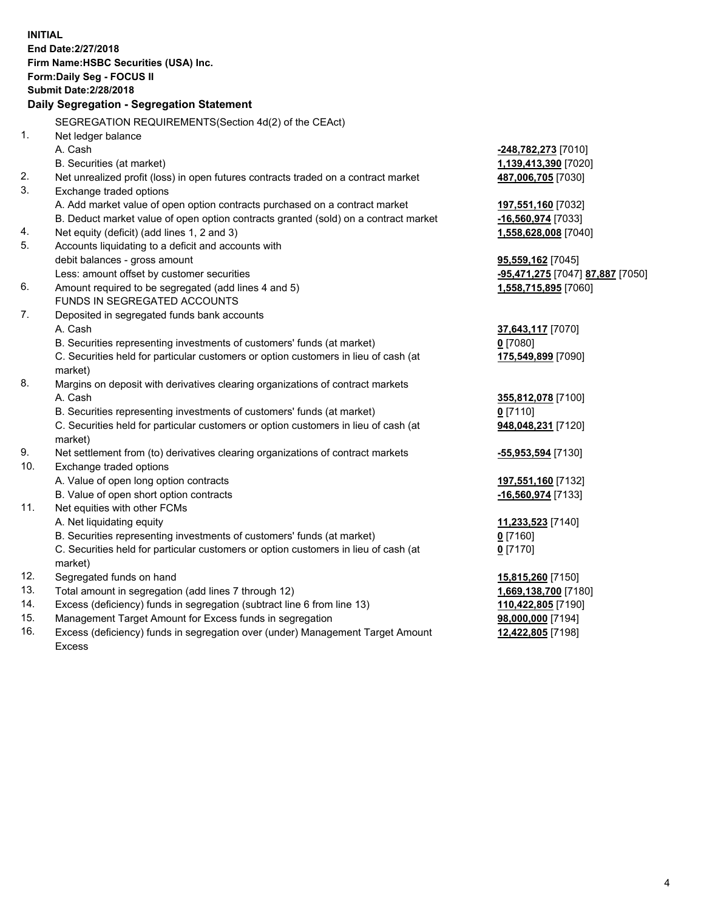**INITIAL**
**End Date:2/27/2018**
**Firm Name:HSBC Securities (USA) Inc.**
**Form:Daily Seg - FOCUS II**
**Submit Date:2/28/2018**

## Daily Segregation - Segregation Statement

| | | |
|---|---|---|
| | SEGREGATION REQUIREMENTS(Section 4d(2) of the CEAct) | |
| 1. | Net ledger balance | |
| | A. Cash | **-248,782,273** [7010] |
| | B. Securities (at market) | **1,139,413,390** [7020] |
| 2. | Net unrealized profit (loss) in open futures contracts traded on a contract market | **487,006,705** [7030] |
| 3. | Exchange traded options | |
| | A. Add market value of open option contracts purchased on a contract market | **197,551,160** [7032] |
| | B. Deduct market value of open option contracts granted (sold) on a contract market | **-16,560,974** [7033] |
| 4. | Net equity (deficit) (add lines 1, 2 and 3) | **1,558,628,008** [7040] |
| 5. | Accounts liquidating to a deficit and accounts with | |
| | debit balances - gross amount | **95,559,162** [7045] |
| | Less: amount offset by customer securities | **-95,471,275** [7047] **87,887** [7050] |
| 6. | Amount required to be segregated (add lines 4 and 5) | **1,558,715,895** [7060] |
| | FUNDS IN SEGREGATED ACCOUNTS | |
| 7. | Deposited in segregated funds bank accounts | |
| | A. Cash | **37,643,117** [7070] |
| | B. Securities representing investments of customers' funds (at market) | **0** [7080] |
| | C. Securities held for particular customers or option customers in lieu of cash (at market) | **175,549,899** [7090] |
| 8. | Margins on deposit with derivatives clearing organizations of contract markets | |
| | A. Cash | **355,812,078** [7100] |
| | B. Securities representing investments of customers' funds (at market) | **0** [7110] |
| | C. Securities held for particular customers or option customers in lieu of cash (at market) | **948,048,231** [7120] |
| 9. | Net settlement from (to) derivatives clearing organizations of contract markets | **-55,953,594** [7130] |
| 10. | Exchange traded options | |
| | A. Value of open long option contracts | **197,551,160** [7132] |
| | B. Value of open short option contracts | **-16,560,974** [7133] |
| 11. | Net equities with other FCMs | |
| | A. Net liquidating equity | **11,233,523** [7140] |
| | B. Securities representing investments of customers' funds (at market) | **0** [7160] |
| | C. Securities held for particular customers or option customers in lieu of cash (at market) | **0** [7170] |
| 12. | Segregated funds on hand | **15,815,260** [7150] |
| 13. | Total amount in segregation (add lines 7 through 12) | **1,669,138,700** [7180] |
| 14. | Excess (deficiency) funds in segregation (subtract line 6 from line 13) | **110,422,805** [7190] |
| 15. | Management Target Amount for Excess funds in segregation | **98,000,000** [7194] |
| 16. | Excess (deficiency) funds in segregation over (under) Management Target Amount Excess | **12,422,805** [7198] |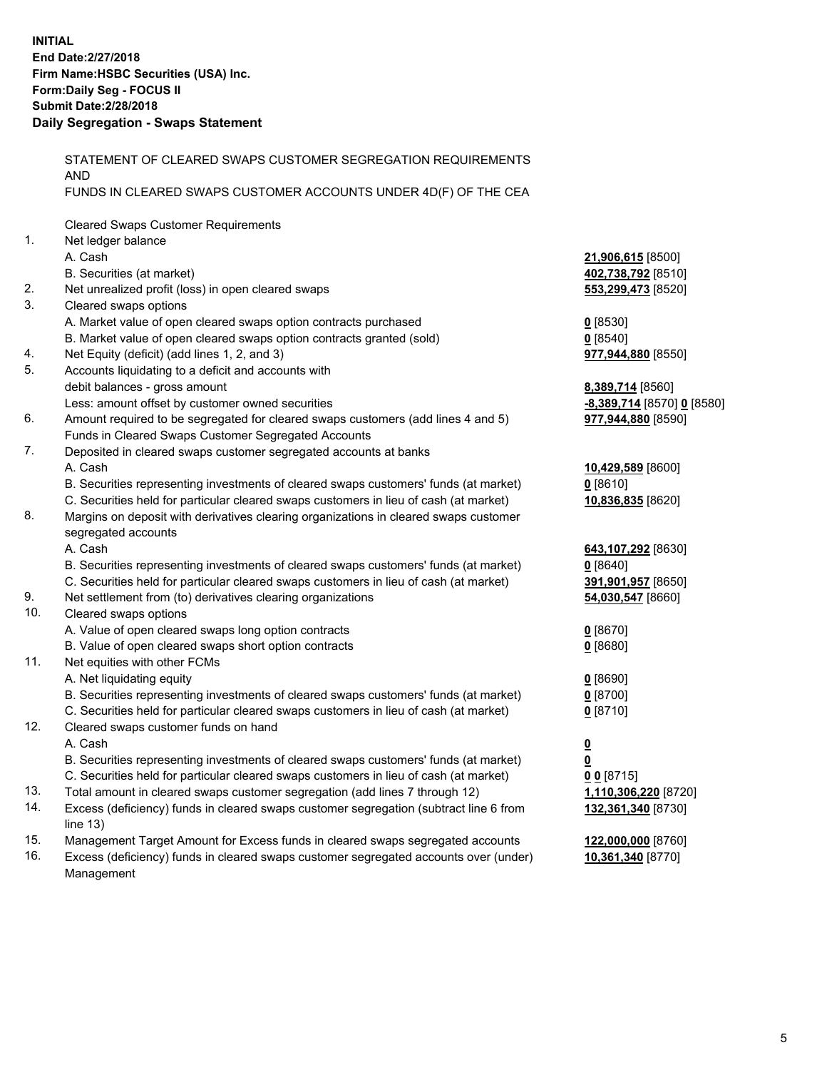**INITIAL**
**End Date:2/27/2018**
**Firm Name:HSBC Securities (USA) Inc.**
**Form:Daily Seg - FOCUS II**
**Submit Date:2/28/2018**
**Daily Segregation - Swaps Statement**

STATEMENT OF CLEARED SWAPS CUSTOMER SEGREGATION REQUIREMENTS AND FUNDS IN CLEARED SWAPS CUSTOMER ACCOUNTS UNDER 4D(F) OF THE CEA

| | | |
|---|---|---|
| | Cleared Swaps Customer Requirements | |
| 1. | Net ledger balance | |
| | A. Cash | **21,906,615** [8500] |
| | B. Securities (at market) | **402,738,792** [8510] |
| 2. | Net unrealized profit (loss) in open cleared swaps | **553,299,473** [8520] |
| 3. | Cleared swaps options | |
| | A. Market value of open cleared swaps option contracts purchased | **0** [8530] |
| | B. Market value of open cleared swaps option contracts granted (sold) | **0** [8540] |
| 4. | Net Equity (deficit) (add lines 1, 2, and 3) | **977,944,880** [8550] |
| 5. | Accounts liquidating to a deficit and accounts with debit balances - gross amount | **8,389,714** [8560] |
| | Less: amount offset by customer owned securities | **-8,389,714** [8570] **0** [8580] |
| 6. | Amount required to be segregated for cleared swaps customers (add lines 4 and 5) | **977,944,880** [8590] |
| | Funds in Cleared Swaps Customer Segregated Accounts | |
| 7. | Deposited in cleared swaps customer segregated accounts at banks | |
| | A. Cash | **10,429,589** [8600] |
| | B. Securities representing investments of cleared swaps customers' funds (at market) | **0** [8610] |
| | C. Securities held for particular cleared swaps customers in lieu of cash (at market) | **10,836,835** [8620] |
| 8. | Margins on deposit with derivatives clearing organizations in cleared swaps customer segregated accounts | |
| | A. Cash | **643,107,292** [8630] |
| | B. Securities representing investments of cleared swaps customers' funds (at market) | **0** [8640] |
| | C. Securities held for particular cleared swaps customers in lieu of cash (at market) | **391,901,957** [8650] |
| 9. | Net settlement from (to) derivatives clearing organizations | **54,030,547** [8660] |
| 10. | Cleared swaps options | |
| | A. Value of open cleared swaps long option contracts | **0** [8670] |
| | B. Value of open cleared swaps short option contracts | **0** [8680] |
| 11. | Net equities with other FCMs | |
| | A. Net liquidating equity | **0** [8690] |
| | B. Securities representing investments of cleared swaps customers' funds (at market) | **0** [8700] |
| | C. Securities held for particular cleared swaps customers in lieu of cash (at market) | **0** [8710] |
| 12. | Cleared swaps customer funds on hand | |
| | A. Cash | **0** |
| | B. Securities representing investments of cleared swaps customers' funds (at market) | **0** |
| | C. Securities held for particular cleared swaps customers in lieu of cash (at market) | **0** **0** [8715] |
| 13. | Total amount in cleared swaps customer segregation (add lines 7 through 12) | **1,110,306,220** [8720] |
| 14. | Excess (deficiency) funds in cleared swaps customer segregation (subtract line 6 from line 13) | **132,361,340** [8730] |
| 15. | Management Target Amount for Excess funds in cleared swaps segregated accounts | **122,000,000** [8760] |
| 16. | Excess (deficiency) funds in cleared swaps customer segregated accounts over (under) Management | **10,361,340** [8770] |